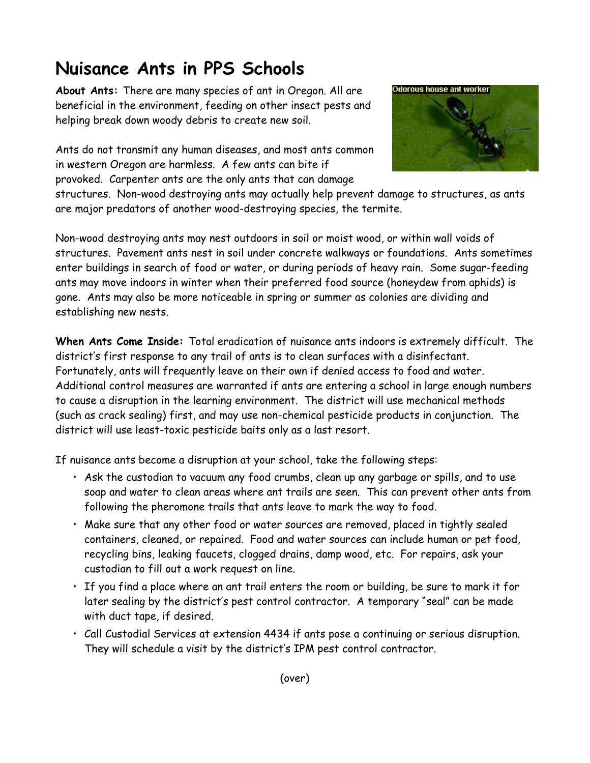# Nuisance Ants in PPS Schools

**About Ants:** There are many species of ant in Oregon. All are beneficial in the environment, feeding on other insect pests and helping break down woody debris to create new soil.

Ants do not transmit any human diseases, and most ants common in western Oregon are harmless. A few ants can bite if provoked. Carpenter ants are the only ants that can damage structures. Non-wood destroying ants may actually help prevent damage to structures, as ants are major predators of another wood-destroying species, the termite.

Non-wood destroying ants may nest outdoors in soil or moist wood, or within wall voids of structures. Pavement ants nest in soil under concrete walkways or foundations. Ants sometimes enter buildings in search of food or water, or during periods of heavy rain. Some sugar-feeding ants may move indoors in winter when their preferred food source (honeydew from aphids) is gone. Ants may also be more noticeable in spring or summer as colonies are dividing and establishing new nests.

**When Ants Come Inside:** Total eradication of nuisance ants indoors is extremely difficult. The district's first response to any trail of ants is to clean surfaces with a disinfectant. Fortunately, ants will frequently leave on their own if denied access to food and water. Additional control measures are warranted if ants are entering a school in large enough numbers to cause a disruption in the learning environment. The district will use mechanical methods (such as crack sealing) first, and may use non-chemical pesticide products in conjunction. The district will use least-toxic pesticide baits only as a last resort.

If nuisance ants become a disruption at your school, take the following steps:

- Ask the custodian to vacuum any food crumbs, clean up any garbage or spills, and to use soap and water to clean areas where ant trails are seen. This can prevent other ants from following the pheromone trails that ants leave to mark the way to food.
- Make sure that any other food or water sources are removed, placed in tightly sealed containers, cleaned, or repaired. Food and water sources can include human or pet food, recycling bins, leaking faucets, clogged drains, damp wood, etc. For repairs, ask your custodian to fill out a work request on line.
- If you find a place where an ant trail enters the room or building, be sure to mark it for later sealing by the district's pest control contractor. A temporary "seal" can be made with duct tape, if desired.
- Call Custodial Services at extension 4434 if ants pose a continuing or serious disruption. They will schedule a visit by the district's IPM pest control contractor.

(over)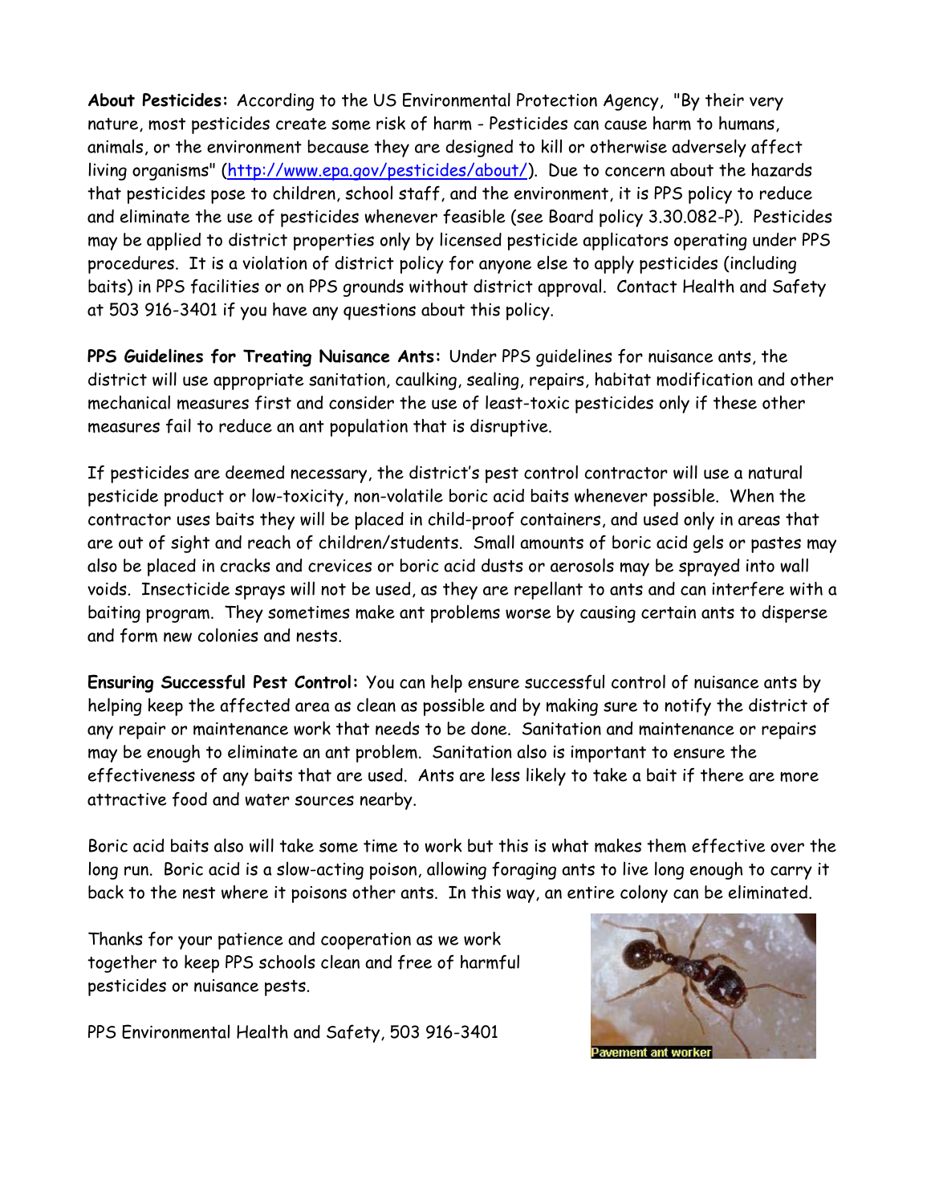**About Pesticides:** According to the US Environmental Protection Agency, "By their very nature, most pesticides create some risk of harm - Pesticides can cause harm to humans, animals, or the environment because they are designed to kill or otherwise adversely affect living organisms" (http://www.epa.gov/pesticides/about/). Due to concern about the hazards that pesticides pose to children, school staff, and the environment, it is PPS policy to reduce and eliminate the use of pesticides whenever feasible (see Board policy 3.30.082-P). Pesticides may be applied to district properties only by licensed pesticide applicators operating under PPS procedures. It is a violation of district policy for anyone else to apply pesticides (including baits) in PPS facilities or on PPS grounds without district approval. Contact Health and Safety at 503 916-3401 if you have any questions about this policy.

**PPS Guidelines for Treating Nuisance Ants:** Under PPS guidelines for nuisance ants, the district will use appropriate sanitation, caulking, sealing, repairs, habitat modification and other mechanical measures first and consider the use of least-toxic pesticides only if these other measures fail to reduce an ant population that is disruptive.

If pesticides are deemed necessary, the district's pest control contractor will use a natural pesticide product or low-toxicity, non-volatile boric acid baits whenever possible. When the contractor uses baits they will be placed in child-proof containers, and used only in areas that are out of sight and reach of children/students. Small amounts of boric acid gels or pastes may also be placed in cracks and crevices or boric acid dusts or aerosols may be sprayed into wall voids. Insecticide sprays will not be used, as they are repellant to ants and can interfere with a baiting program. They sometimes make ant problems worse by causing certain ants to disperse and form new colonies and nests.

**Ensuring Successful Pest Control:** You can help ensure successful control of nuisance ants by helping keep the affected area as clean as possible and by making sure to notify the district of any repair or maintenance work that needs to be done. Sanitation and maintenance or repairs may be enough to eliminate an ant problem. Sanitation also is important to ensure the effectiveness of any baits that are used. Ants are less likely to take a bait if there are more attractive food and water sources nearby.

Boric acid baits also will take some time to work but this is what makes them effective over the long run. Boric acid is a slow-acting poison, allowing foraging ants to live long enough to carry it back to the nest where it poisons other ants. In this way, an entire colony can be eliminated.

Thanks for your patience and cooperation as we work together to keep PPS schools clean and free of harmful pesticides or nuisance pests.

PPS Environmental Health and Safety, 503 916-3401

Pavement ant worker